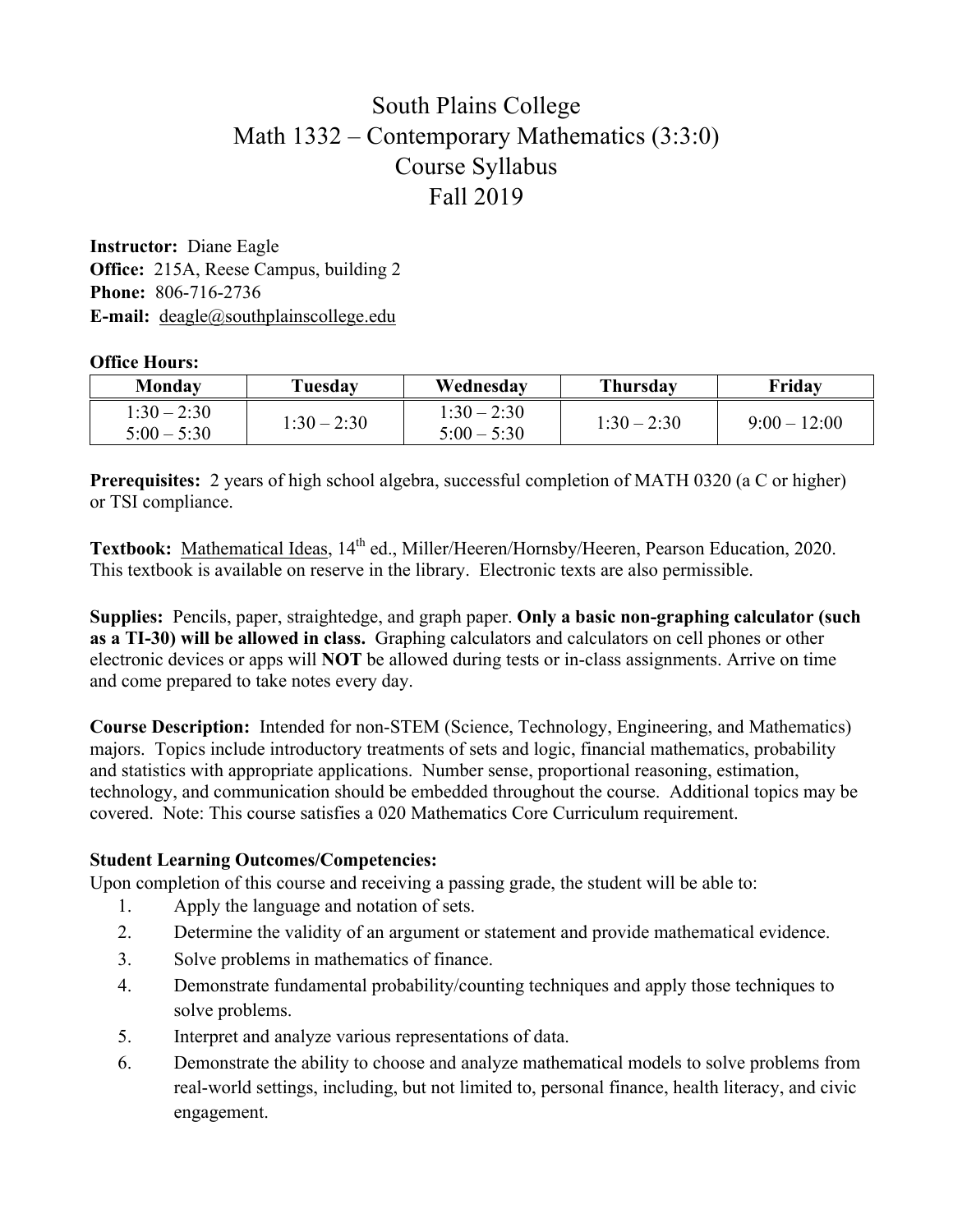# South Plains College
# Math 1332 – Contemporary Mathematics (3:3:0)
# Course Syllabus
# Fall 2019

**Instructor:** Diane Eagle
**Office:** 215A, Reese Campus, building 2
**Phone:** 806-716-2736
**E-mail:** deagle@southplainscollege.edu

**Office Hours:**

| Monday | Tuesday | Wednesday | Thursday | Friday |
|---|---|---|---|---|
| 1:30 – 2:30<br>5:00 – 5:30 | 1:30 – 2:30 | 1:30 – 2:30<br>5:00 – 5:30 | 1:30 – 2:30 | 9:00 – 12:00 |

**Prerequisites:** 2 years of high school algebra, successful completion of MATH 0320 (a C or higher) or TSI compliance.

**Textbook:** Mathematical Ideas, 14th ed., Miller/Heeren/Hornsby/Heeren, Pearson Education, 2020. This textbook is available on reserve in the library. Electronic texts are also permissible.

**Supplies:** Pencils, paper, straightedge, and graph paper. **Only a basic non-graphing calculator (such as a TI-30) will be allowed in class.** Graphing calculators and calculators on cell phones or other electronic devices or apps will **NOT** be allowed during tests or in-class assignments. Arrive on time and come prepared to take notes every day.

**Course Description:** Intended for non-STEM (Science, Technology, Engineering, and Mathematics) majors. Topics include introductory treatments of sets and logic, financial mathematics, probability and statistics with appropriate applications. Number sense, proportional reasoning, estimation, technology, and communication should be embedded throughout the course. Additional topics may be covered. Note: This course satisfies a 020 Mathematics Core Curriculum requirement.

**Student Learning Outcomes/Competencies:**
Upon completion of this course and receiving a passing grade, the student will be able to:

1. Apply the language and notation of sets.
2. Determine the validity of an argument or statement and provide mathematical evidence.
3. Solve problems in mathematics of finance.
4. Demonstrate fundamental probability/counting techniques and apply those techniques to solve problems.
5. Interpret and analyze various representations of data.
6. Demonstrate the ability to choose and analyze mathematical models to solve problems from real-world settings, including, but not limited to, personal finance, health literacy, and civic engagement.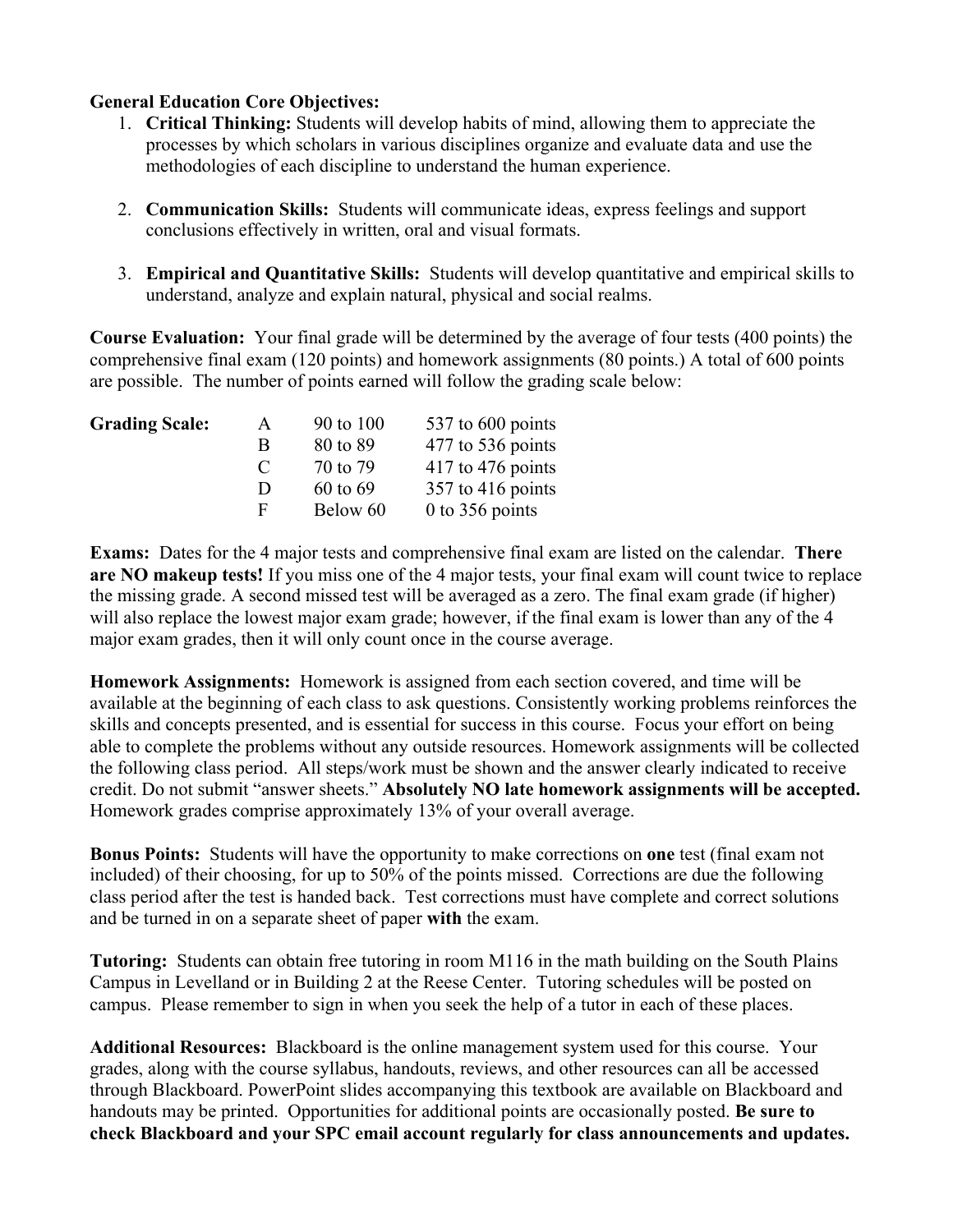**General Education Core Objectives:**

1. **Critical Thinking:** Students will develop habits of mind, allowing them to appreciate the processes by which scholars in various disciplines organize and evaluate data and use the methodologies of each discipline to understand the human experience.

2. **Communication Skills:** Students will communicate ideas, express feelings and support conclusions effectively in written, oral and visual formats.

3. **Empirical and Quantitative Skills:** Students will develop quantitative and empirical skills to understand, analyze and explain natural, physical and social realms.

**Course Evaluation:** Your final grade will be determined by the average of four tests (400 points) the comprehensive final exam (120 points) and homework assignments (80 points.) A total of 600 points are possible. The number of points earned will follow the grading scale below:

| **Grading Scale:** | | | |
|---|---|---|---|
| | A | 90 to 100 | 537 to 600 points |
| | B | 80 to 89 | 477 to 536 points |
| | C | 70 to 79 | 417 to 476 points |
| | D | 60 to 69 | 357 to 416 points |
| | F | Below 60 | 0 to 356 points |

**Exams:** Dates for the 4 major tests and comprehensive final exam are listed on the calendar. **There are NO makeup tests!** If you miss one of the 4 major tests, your final exam will count twice to replace the missing grade. A second missed test will be averaged as a zero. The final exam grade (if higher) will also replace the lowest major exam grade; however, if the final exam is lower than any of the 4 major exam grades, then it will only count once in the course average.

**Homework Assignments:** Homework is assigned from each section covered, and time will be available at the beginning of each class to ask questions. Consistently working problems reinforces the skills and concepts presented, and is essential for success in this course. Focus your effort on being able to complete the problems without any outside resources. Homework assignments will be collected the following class period. All steps/work must be shown and the answer clearly indicated to receive credit. Do not submit "answer sheets." **Absolutely NO late homework assignments will be accepted.** Homework grades comprise approximately 13% of your overall average.

**Bonus Points:** Students will have the opportunity to make corrections on **one** test (final exam not included) of their choosing, for up to 50% of the points missed. Corrections are due the following class period after the test is handed back. Test corrections must have complete and correct solutions and be turned in on a separate sheet of paper **with** the exam.

**Tutoring:** Students can obtain free tutoring in room M116 in the math building on the South Plains Campus in Levelland or in Building 2 at the Reese Center. Tutoring schedules will be posted on campus. Please remember to sign in when you seek the help of a tutor in each of these places.

**Additional Resources:** Blackboard is the online management system used for this course. Your grades, along with the course syllabus, handouts, reviews, and other resources can all be accessed through Blackboard. PowerPoint slides accompanying this textbook are available on Blackboard and handouts may be printed. Opportunities for additional points are occasionally posted. **Be sure to check Blackboard and your SPC email account regularly for class announcements and updates.**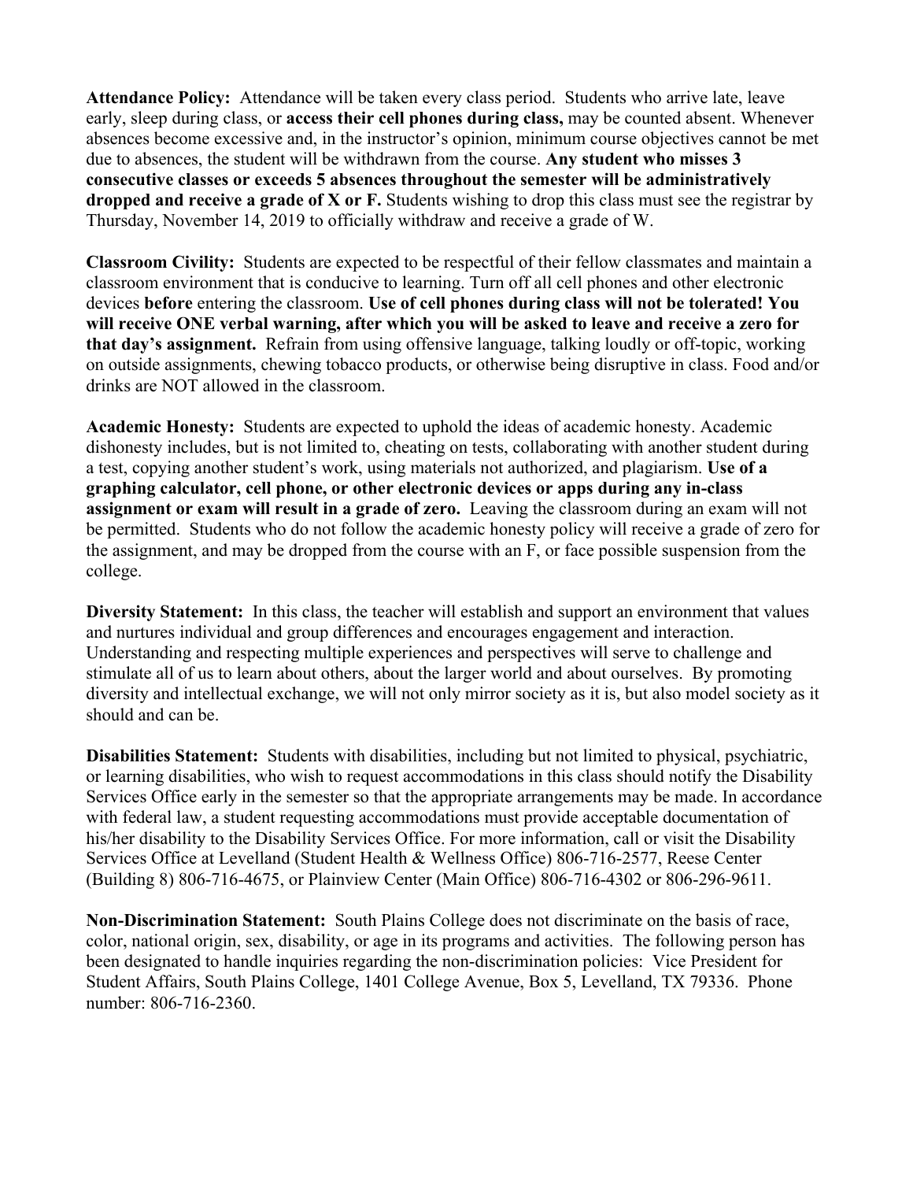**Attendance Policy:** Attendance will be taken every class period. Students who arrive late, leave early, sleep during class, or **access their cell phones during class,** may be counted absent. Whenever absences become excessive and, in the instructor's opinion, minimum course objectives cannot be met due to absences, the student will be withdrawn from the course. **Any student who misses 3 consecutive classes or exceeds 5 absences throughout the semester will be administratively dropped and receive a grade of X or F.** Students wishing to drop this class must see the registrar by Thursday, November 14, 2019 to officially withdraw and receive a grade of W.

**Classroom Civility:** Students are expected to be respectful of their fellow classmates and maintain a classroom environment that is conducive to learning. Turn off all cell phones and other electronic devices **before** entering the classroom. **Use of cell phones during class will not be tolerated! You will receive ONE verbal warning, after which you will be asked to leave and receive a zero for that day's assignment.** Refrain from using offensive language, talking loudly or off-topic, working on outside assignments, chewing tobacco products, or otherwise being disruptive in class. Food and/or drinks are NOT allowed in the classroom.

**Academic Honesty:** Students are expected to uphold the ideas of academic honesty. Academic dishonesty includes, but is not limited to, cheating on tests, collaborating with another student during a test, copying another student's work, using materials not authorized, and plagiarism. **Use of a graphing calculator, cell phone, or other electronic devices or apps during any in-class assignment or exam will result in a grade of zero.** Leaving the classroom during an exam will not be permitted. Students who do not follow the academic honesty policy will receive a grade of zero for the assignment, and may be dropped from the course with an F, or face possible suspension from the college.

**Diversity Statement:** In this class, the teacher will establish and support an environment that values and nurtures individual and group differences and encourages engagement and interaction. Understanding and respecting multiple experiences and perspectives will serve to challenge and stimulate all of us to learn about others, about the larger world and about ourselves. By promoting diversity and intellectual exchange, we will not only mirror society as it is, but also model society as it should and can be.

**Disabilities Statement:** Students with disabilities, including but not limited to physical, psychiatric, or learning disabilities, who wish to request accommodations in this class should notify the Disability Services Office early in the semester so that the appropriate arrangements may be made. In accordance with federal law, a student requesting accommodations must provide acceptable documentation of his/her disability to the Disability Services Office. For more information, call or visit the Disability Services Office at Levelland (Student Health & Wellness Office) 806-716-2577, Reese Center (Building 8) 806-716-4675, or Plainview Center (Main Office) 806-716-4302 or 806-296-9611.

**Non-Discrimination Statement:** South Plains College does not discriminate on the basis of race, color, national origin, sex, disability, or age in its programs and activities. The following person has been designated to handle inquiries regarding the non-discrimination policies: Vice President for Student Affairs, South Plains College, 1401 College Avenue, Box 5, Levelland, TX 79336. Phone number: 806-716-2360.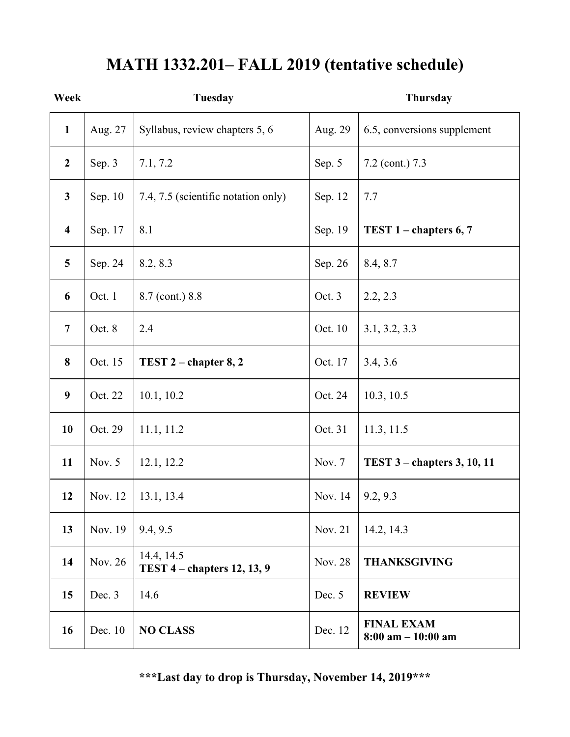# MATH 1332.201– FALL 2019 (tentative schedule)

| Week | Tuesday | | Thursday | |
|---|---|---|---|---|
| **1** | Aug. 27 | Syllabus, review chapters 5, 6 | Aug. 29 | 6.5, conversions supplement |
| **2** | Sep. 3 | 7.1, 7.2 | Sep. 5 | 7.2 (cont.) 7.3 |
| **3** | Sep. 10 | 7.4, 7.5 (scientific notation only) | Sep. 12 | 7.7 |
| **4** | Sep. 17 | 8.1 | Sep. 19 | **TEST 1 – chapters 6, 7** |
| **5** | Sep. 24 | 8.2, 8.3 | Sep. 26 | 8.4, 8.7 |
| **6** | Oct. 1 | 8.7 (cont.) 8.8 | Oct. 3 | 2.2, 2.3 |
| **7** | Oct. 8 | 2.4 | Oct. 10 | 3.1, 3.2, 3.3 |
| **8** | Oct. 15 | **TEST 2 – chapter 8, 2** | Oct. 17 | 3.4, 3.6 |
| **9** | Oct. 22 | 10.1, 10.2 | Oct. 24 | 10.3, 10.5 |
| **10** | Oct. 29 | 11.1, 11.2 | Oct. 31 | 11.3, 11.5 |
| **11** | Nov. 5 | 12.1, 12.2 | Nov. 7 | **TEST 3 – chapters 3, 10, 11** |
| **12** | Nov. 12 | 13.1, 13.4 | Nov. 14 | 9.2, 9.3 |
| **13** | Nov. 19 | 9.4, 9.5 | Nov. 21 | 14.2, 14.3 |
| **14** | Nov. 26 | 14.4, 14.5 **TEST 4 – chapters 12, 13, 9** | Nov. 28 | **THANKSGIVING** |
| **15** | Dec. 3 | 14.6 | Dec. 5 | **REVIEW** |
| **16** | Dec. 10 | **NO CLASS** | Dec. 12 | **FINAL EXAM 8:00 am – 10:00 am** |

**\*\*\*Last day to drop is Thursday, November 14, 2019\*\*\***